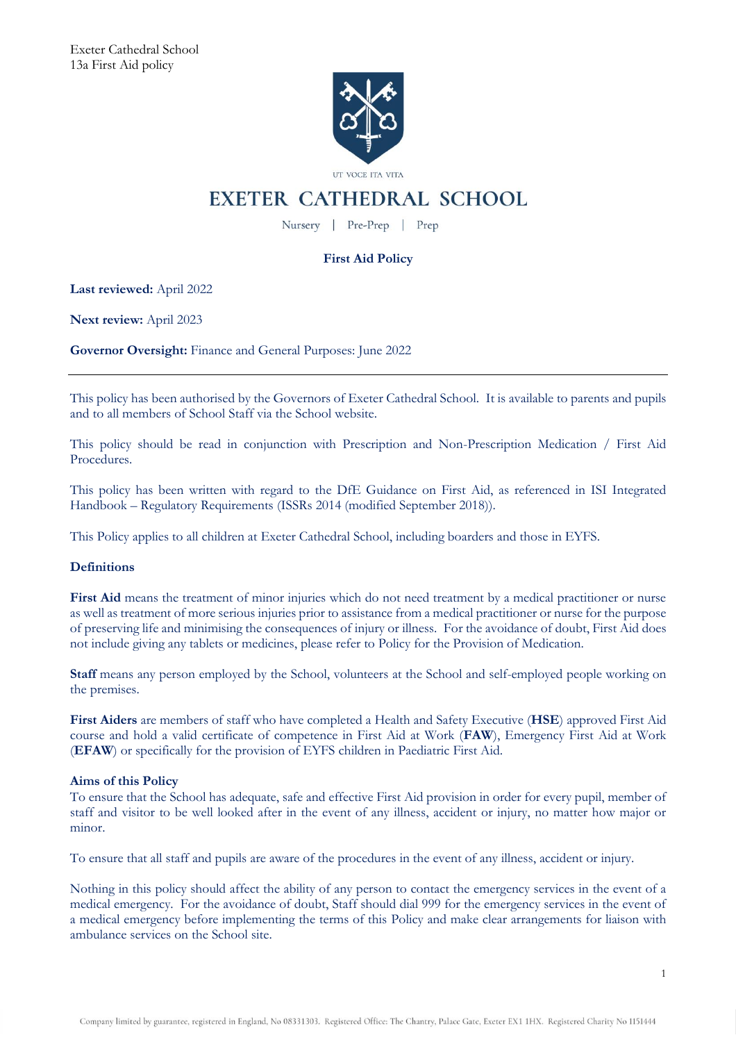Exeter Cathedral School
13a First Aid policy

UT VOCE ITA VITA

# EXETER CATHEDRAL SCHOOL

Nursery | Pre-Prep | Prep

## First Aid Policy

**Last reviewed:** April 2022

**Next review:** April 2023

**Governor Oversight:** Finance and General Purposes: June 2022

---

This policy has been authorised by the Governors of Exeter Cathedral School. It is available to parents and pupils and to all members of School Staff via the School website.

This policy should be read in conjunction with Prescription and Non-Prescription Medication / First Aid Procedures.

This policy has been written with regard to the DfE Guidance on First Aid, as referenced in ISI Integrated Handbook – Regulatory Requirements (ISSRs 2014 (modified September 2018)).

This Policy applies to all children at Exeter Cathedral School, including boarders and those in EYFS.

### Definitions

**First Aid** means the treatment of minor injuries which do not need treatment by a medical practitioner or nurse as well as treatment of more serious injuries prior to assistance from a medical practitioner or nurse for the purpose of preserving life and minimising the consequences of injury or illness. For the avoidance of doubt, First Aid does not include giving any tablets or medicines, please refer to Policy for the Provision of Medication.

**Staff** means any person employed by the School, volunteers at the School and self-employed people working on the premises.

**First Aiders** are members of staff who have completed a Health and Safety Executive (**HSE**) approved First Aid course and hold a valid certificate of competence in First Aid at Work (**FAW**), Emergency First Aid at Work (**EFAW**) or specifically for the provision of EYFS children in Paediatric First Aid.

### Aims of this Policy

To ensure that the School has adequate, safe and effective First Aid provision in order for every pupil, member of staff and visitor to be well looked after in the event of any illness, accident or injury, no matter how major or minor.

To ensure that all staff and pupils are aware of the procedures in the event of any illness, accident or injury.

Nothing in this policy should affect the ability of any person to contact the emergency services in the event of a medical emergency. For the avoidance of doubt, Staff should dial 999 for the emergency services in the event of a medical emergency before implementing the terms of this Policy and make clear arrangements for liaison with ambulance services on the School site.

Company limited by guarantee, registered in England, No 08331303. Registered Office: The Chantry, Palace Gate, Exeter EX1 1HX. Registered Charity No 1151444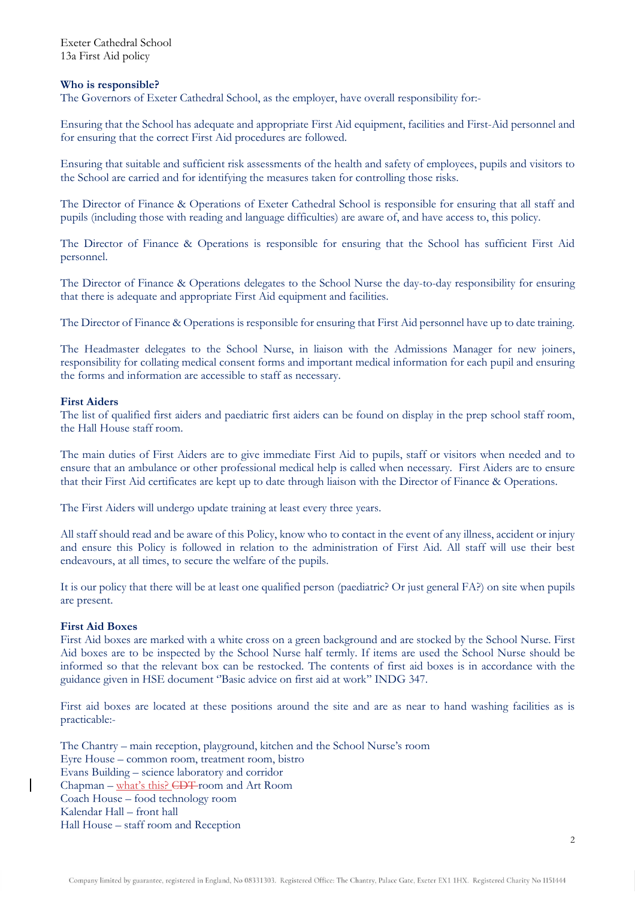Exeter Cathedral School
13a First Aid policy

**Who is responsible?**

The Governors of Exeter Cathedral School, as the employer, have overall responsibility for:-

Ensuring that the School has adequate and appropriate First Aid equipment, facilities and First-Aid personnel and for ensuring that the correct First Aid procedures are followed.

Ensuring that suitable and sufficient risk assessments of the health and safety of employees, pupils and visitors to the School are carried and for identifying the measures taken for controlling those risks.

The Director of Finance & Operations of Exeter Cathedral School is responsible for ensuring that all staff and pupils (including those with reading and language difficulties) are aware of, and have access to, this policy.

The Director of Finance & Operations is responsible for ensuring that the School has sufficient First Aid personnel.

The Director of Finance & Operations delegates to the School Nurse the day-to-day responsibility for ensuring that there is adequate and appropriate First Aid equipment and facilities.

The Director of Finance & Operations is responsible for ensuring that First Aid personnel have up to date training.

The Headmaster delegates to the School Nurse, in liaison with the Admissions Manager for new joiners, responsibility for collating medical consent forms and important medical information for each pupil and ensuring the forms and information are accessible to staff as necessary.

**First Aiders**

The list of qualified first aiders and paediatric first aiders can be found on display in the prep school staff room, the Hall House staff room.

The main duties of First Aiders are to give immediate First Aid to pupils, staff or visitors when needed and to ensure that an ambulance or other professional medical help is called when necessary. First Aiders are to ensure that their First Aid certificates are kept up to date through liaison with the Director of Finance & Operations.

The First Aiders will undergo update training at least every three years.

All staff should read and be aware of this Policy, know who to contact in the event of any illness, accident or injury and ensure this Policy is followed in relation to the administration of First Aid. All staff will use their best endeavours, at all times, to secure the welfare of the pupils.

It is our policy that there will be at least one qualified person (paediatric? Or just general FA?) on site when pupils are present.

**First Aid Boxes**

First Aid boxes are marked with a white cross on a green background and are stocked by the School Nurse. First Aid boxes are to be inspected by the School Nurse half termly. If items are used the School Nurse should be informed so that the relevant box can be restocked. The contents of first aid boxes is in accordance with the guidance given in HSE document "Basic advice on first aid at work" INDG 347.

First aid boxes are located at these positions around the site and are as near to hand washing facilities as is practicable:-

The Chantry – main reception, playground, kitchen and the School Nurse's room
Eyre House – common room, treatment room, bistro
Evans Building – science laboratory and corridor
Chapman – what's this? ~~CDT~~ room and Art Room
Coach House – food technology room
Kalendar Hall – front hall
Hall House – staff room and Reception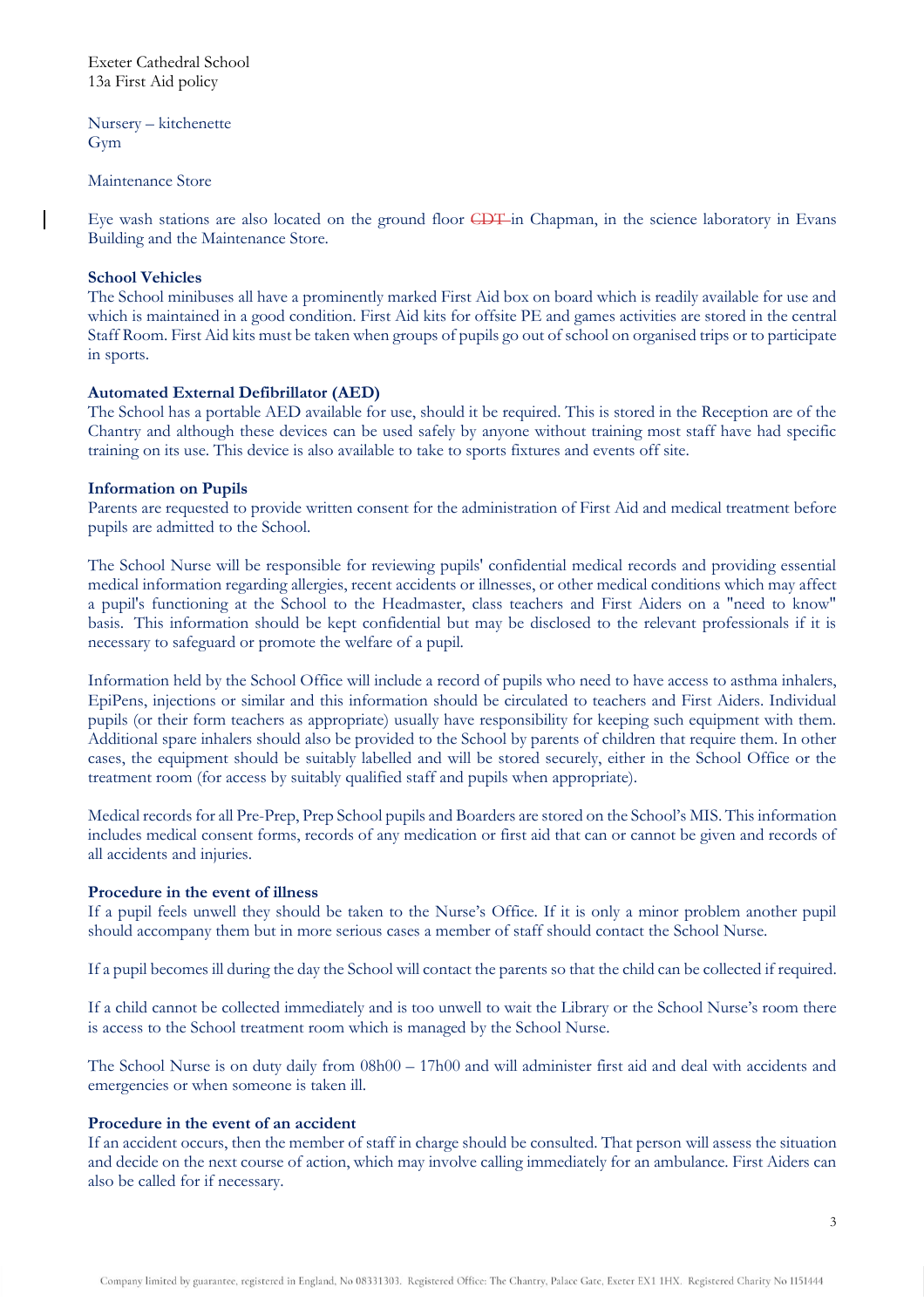Nursery – kitchenette
Gym

Maintenance Store

Eye wash stations are also located on the ground floor ~~CDT~~ in Chapman, in the science laboratory in Evans Building and the Maintenance Store.

**School Vehicles**
The School minibuses all have a prominently marked First Aid box on board which is readily available for use and which is maintained in a good condition. First Aid kits for offsite PE and games activities are stored in the central Staff Room. First Aid kits must be taken when groups of pupils go out of school on organised trips or to participate in sports.

**Automated External Defibrillator (AED)**
The School has a portable AED available for use, should it be required. This is stored in the Reception are of the Chantry and although these devices can be used safely by anyone without training most staff have had specific training on its use. This device is also available to take to sports fixtures and events off site.

**Information on Pupils**
Parents are requested to provide written consent for the administration of First Aid and medical treatment before pupils are admitted to the School.

The School Nurse will be responsible for reviewing pupils' confidential medical records and providing essential medical information regarding allergies, recent accidents or illnesses, or other medical conditions which may affect a pupil's functioning at the School to the Headmaster, class teachers and First Aiders on a "need to know" basis. This information should be kept confidential but may be disclosed to the relevant professionals if it is necessary to safeguard or promote the welfare of a pupil.

Information held by the School Office will include a record of pupils who need to have access to asthma inhalers, EpiPens, injections or similar and this information should be circulated to teachers and First Aiders. Individual pupils (or their form teachers as appropriate) usually have responsibility for keeping such equipment with them. Additional spare inhalers should also be provided to the School by parents of children that require them. In other cases, the equipment should be suitably labelled and will be stored securely, either in the School Office or the treatment room (for access by suitably qualified staff and pupils when appropriate).

Medical records for all Pre-Prep, Prep School pupils and Boarders are stored on the School's MIS. This information includes medical consent forms, records of any medication or first aid that can or cannot be given and records of all accidents and injuries.

**Procedure in the event of illness**
If a pupil feels unwell they should be taken to the Nurse's Office. If it is only a minor problem another pupil should accompany them but in more serious cases a member of staff should contact the School Nurse.

If a pupil becomes ill during the day the School will contact the parents so that the child can be collected if required.

If a child cannot be collected immediately and is too unwell to wait the Library or the School Nurse's room there is access to the School treatment room which is managed by the School Nurse.

The School Nurse is on duty daily from 08h00 – 17h00 and will administer first aid and deal with accidents and emergencies or when someone is taken ill.

**Procedure in the event of an accident**
If an accident occurs, then the member of staff in charge should be consulted. That person will assess the situation and decide on the next course of action, which may involve calling immediately for an ambulance. First Aiders can also be called for if necessary.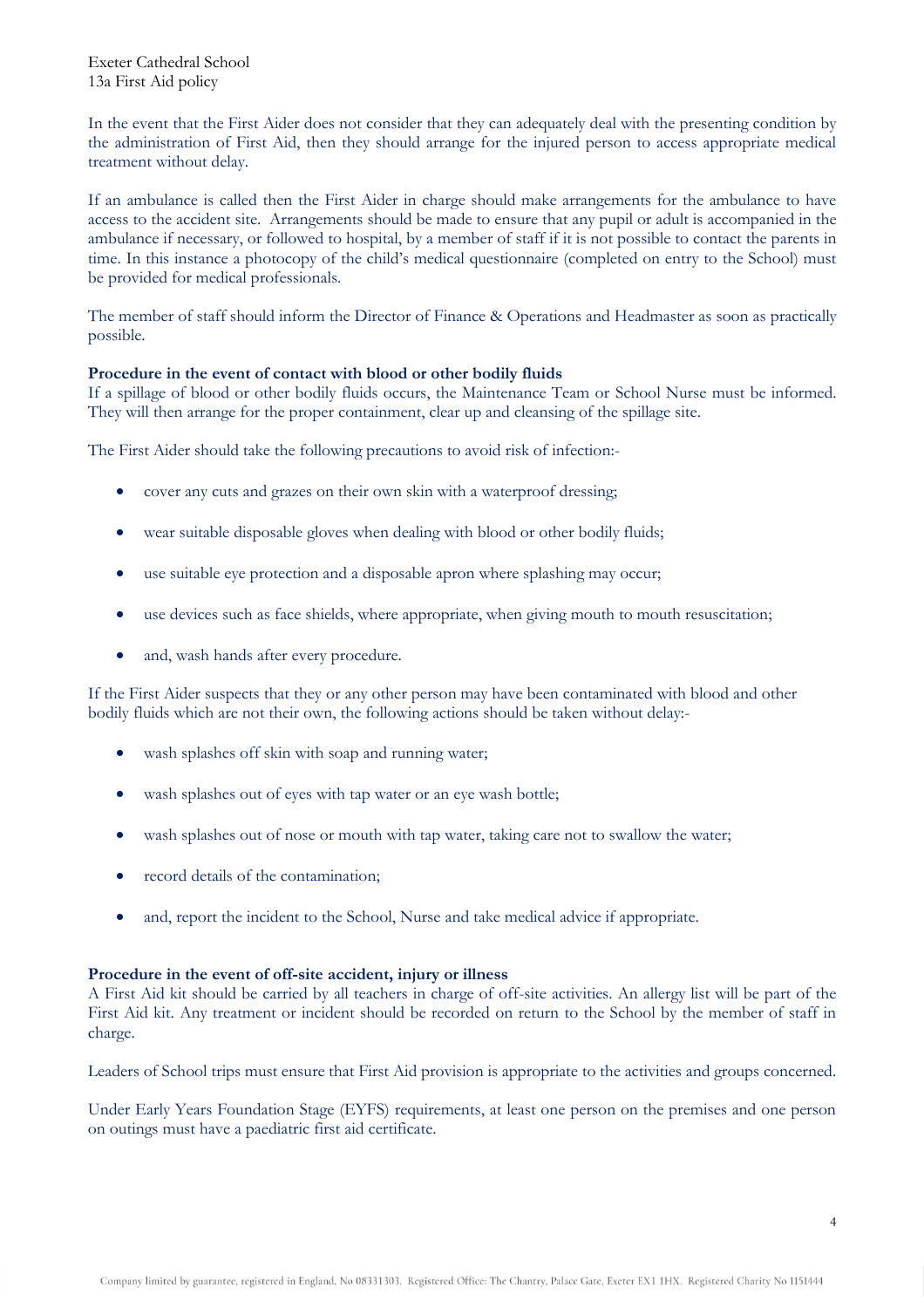In the event that the First Aider does not consider that they can adequately deal with the presenting condition by the administration of First Aid, then they should arrange for the injured person to access appropriate medical treatment without delay.

If an ambulance is called then the First Aider in charge should make arrangements for the ambulance to have access to the accident site. Arrangements should be made to ensure that any pupil or adult is accompanied in the ambulance if necessary, or followed to hospital, by a member of staff if it is not possible to contact the parents in time. In this instance a photocopy of the child's medical questionnaire (completed on entry to the School) must be provided for medical professionals.

The member of staff should inform the Director of Finance & Operations and Headmaster as soon as practically possible.

**Procedure in the event of contact with blood or other bodily fluids**
If a spillage of blood or other bodily fluids occurs, the Maintenance Team or School Nurse must be informed. They will then arrange for the proper containment, clear up and cleansing of the spillage site.

The First Aider should take the following precautions to avoid risk of infection:-

- cover any cuts and grazes on their own skin with a waterproof dressing;
- wear suitable disposable gloves when dealing with blood or other bodily fluids;
- use suitable eye protection and a disposable apron where splashing may occur;
- use devices such as face shields, where appropriate, when giving mouth to mouth resuscitation;
- and, wash hands after every procedure.

If the First Aider suspects that they or any other person may have been contaminated with blood and other bodily fluids which are not their own, the following actions should be taken without delay:-

- wash splashes off skin with soap and running water;
- wash splashes out of eyes with tap water or an eye wash bottle;
- wash splashes out of nose or mouth with tap water, taking care not to swallow the water;
- record details of the contamination;
- and, report the incident to the School, Nurse and take medical advice if appropriate.

**Procedure in the event of off-site accident, injury or illness**
A First Aid kit should be carried by all teachers in charge of off-site activities. An allergy list will be part of the First Aid kit. Any treatment or incident should be recorded on return to the School by the member of staff in charge.

Leaders of School trips must ensure that First Aid provision is appropriate to the activities and groups concerned.

Under Early Years Foundation Stage (EYFS) requirements, at least one person on the premises and one person on outings must have a paediatric first aid certificate.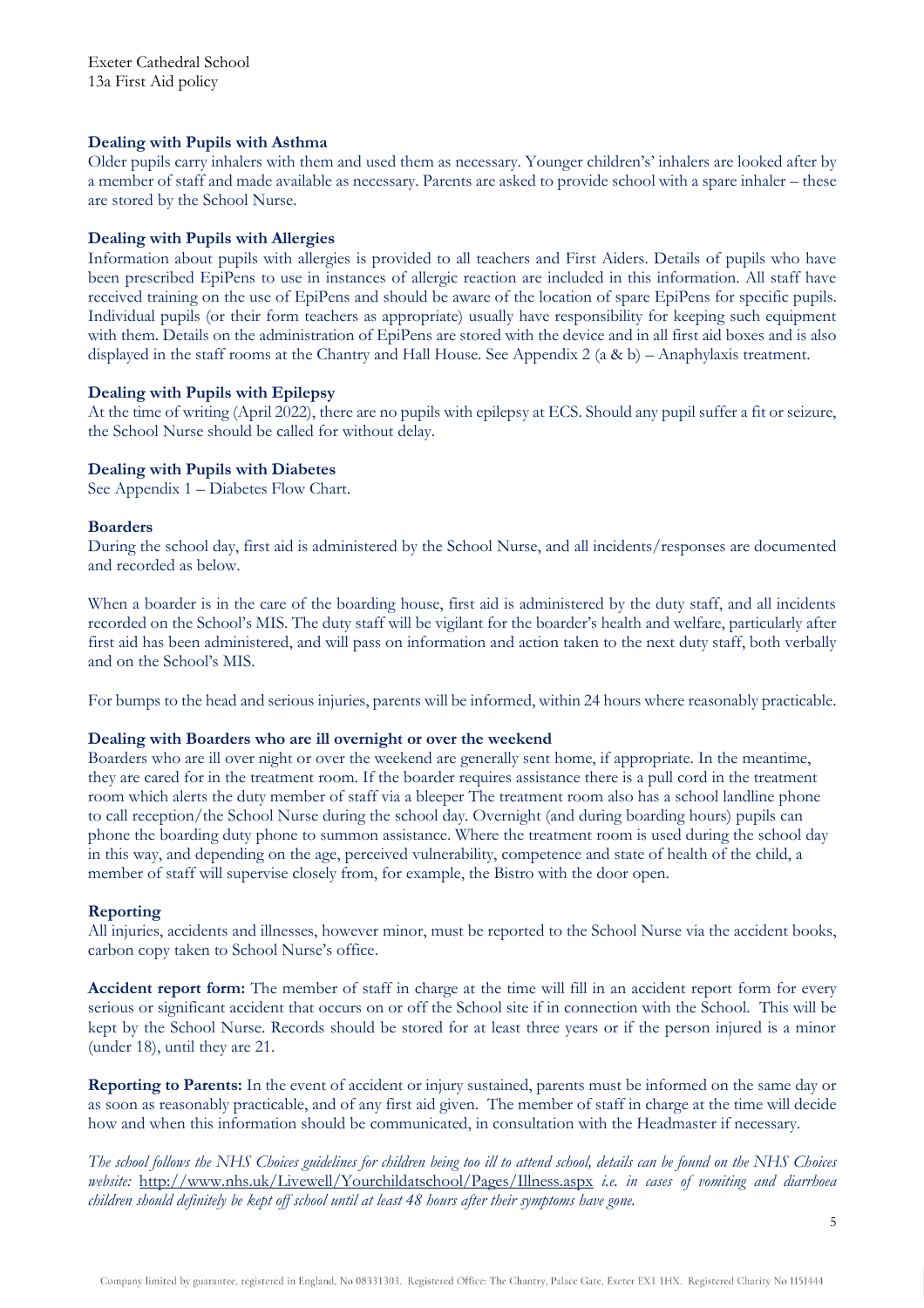### Dealing with Pupils with Asthma

Older pupils carry inhalers with them and used them as necessary. Younger children's' inhalers are looked after by a member of staff and made available as necessary. Parents are asked to provide school with a spare inhaler – these are stored by the School Nurse.

### Dealing with Pupils with Allergies

Information about pupils with allergies is provided to all teachers and First Aiders. Details of pupils who have been prescribed EpiPens to use in instances of allergic reaction are included in this information. All staff have received training on the use of EpiPens and should be aware of the location of spare EpiPens for specific pupils. Individual pupils (or their form teachers as appropriate) usually have responsibility for keeping such equipment with them. Details on the administration of EpiPens are stored with the device and in all first aid boxes and is also displayed in the staff rooms at the Chantry and Hall House. See Appendix 2 (a & b) – Anaphylaxis treatment.

### Dealing with Pupils with Epilepsy

At the time of writing (April 2022), there are no pupils with epilepsy at ECS. Should any pupil suffer a fit or seizure, the School Nurse should be called for without delay.

### Dealing with Pupils with Diabetes

See Appendix 1 – Diabetes Flow Chart.

### Boarders

During the school day, first aid is administered by the School Nurse, and all incidents/responses are documented and recorded as below.

When a boarder is in the care of the boarding house, first aid is administered by the duty staff, and all incidents recorded on the School's MIS. The duty staff will be vigilant for the boarder's health and welfare, particularly after first aid has been administered, and will pass on information and action taken to the next duty staff, both verbally and on the School's MIS.

For bumps to the head and serious injuries, parents will be informed, within 24 hours where reasonably practicable.

### Dealing with Boarders who are ill overnight or over the weekend

Boarders who are ill over night or over the weekend are generally sent home, if appropriate. In the meantime, they are cared for in the treatment room. If the boarder requires assistance there is a pull cord in the treatment room which alerts the duty member of staff via a bleeper The treatment room also has a school landline phone to call reception/the School Nurse during the school day. Overnight (and during boarding hours) pupils can phone the boarding duty phone to summon assistance. Where the treatment room is used during the school day in this way, and depending on the age, perceived vulnerability, competence and state of health of the child, a member of staff will supervise closely from, for example, the Bistro with the door open.

### Reporting

All injuries, accidents and illnesses, however minor, must be reported to the School Nurse via the accident books, carbon copy taken to School Nurse's office.

**Accident report form:** The member of staff in charge at the time will fill in an accident report form for every serious or significant accident that occurs on or off the School site if in connection with the School. This will be kept by the School Nurse. Records should be stored for at least three years or if the person injured is a minor (under 18), until they are 21.

**Reporting to Parents:** In the event of accident or injury sustained, parents must be informed on the same day or as soon as reasonably practicable, and of any first aid given. The member of staff in charge at the time will decide how and when this information should be communicated, in consultation with the Headmaster if necessary.

*The school follows the NHS Choices guidelines for children being too ill to attend school, details can be found on the NHS Choices website:* http://www.nhs.uk/Livewell/Yourchildatschool/Pages/Illness.aspx *i.e. in cases of vomiting and diarrhoea children should definitely be kept off school until at least 48 hours after their symptoms have gone.*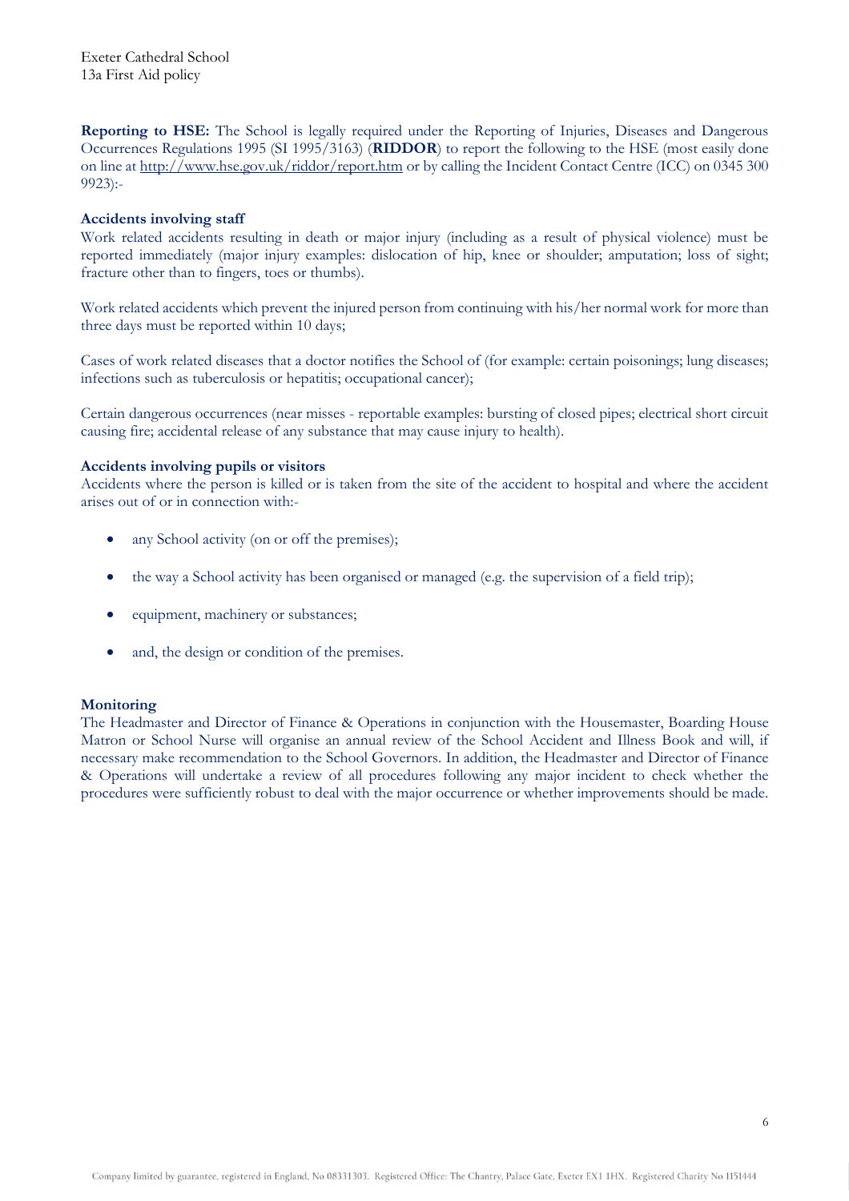**Reporting to HSE:** The School is legally required under the Reporting of Injuries, Diseases and Dangerous Occurrences Regulations 1995 (SI 1995/3163) (**RIDDOR**) to report the following to the HSE (most easily done on line at http://www.hse.gov.uk/riddor/report.htm or by calling the Incident Contact Centre (ICC) on 0345 300 9923):-

**Accidents involving staff**

Work related accidents resulting in death or major injury (including as a result of physical violence) must be reported immediately (major injury examples: dislocation of hip, knee or shoulder; amputation; loss of sight; fracture other than to fingers, toes or thumbs).

Work related accidents which prevent the injured person from continuing with his/her normal work for more than three days must be reported within 10 days;

Cases of work related diseases that a doctor notifies the School of (for example: certain poisonings; lung diseases; infections such as tuberculosis or hepatitis; occupational cancer);

Certain dangerous occurrences (near misses - reportable examples: bursting of closed pipes; electrical short circuit causing fire; accidental release of any substance that may cause injury to health).

**Accidents involving pupils or visitors**

Accidents where the person is killed or is taken from the site of the accident to hospital and where the accident arises out of or in connection with:-

- any School activity (on or off the premises);
- the way a School activity has been organised or managed (e.g. the supervision of a field trip);
- equipment, machinery or substances;
- and, the design or condition of the premises.

**Monitoring**

The Headmaster and Director of Finance & Operations in conjunction with the Housemaster, Boarding House Matron or School Nurse will organise an annual review of the School Accident and Illness Book and will, if necessary make recommendation to the School Governors. In addition, the Headmaster and Director of Finance & Operations will undertake a review of all procedures following any major incident to check whether the procedures were sufficiently robust to deal with the major occurrence or whether improvements should be made.